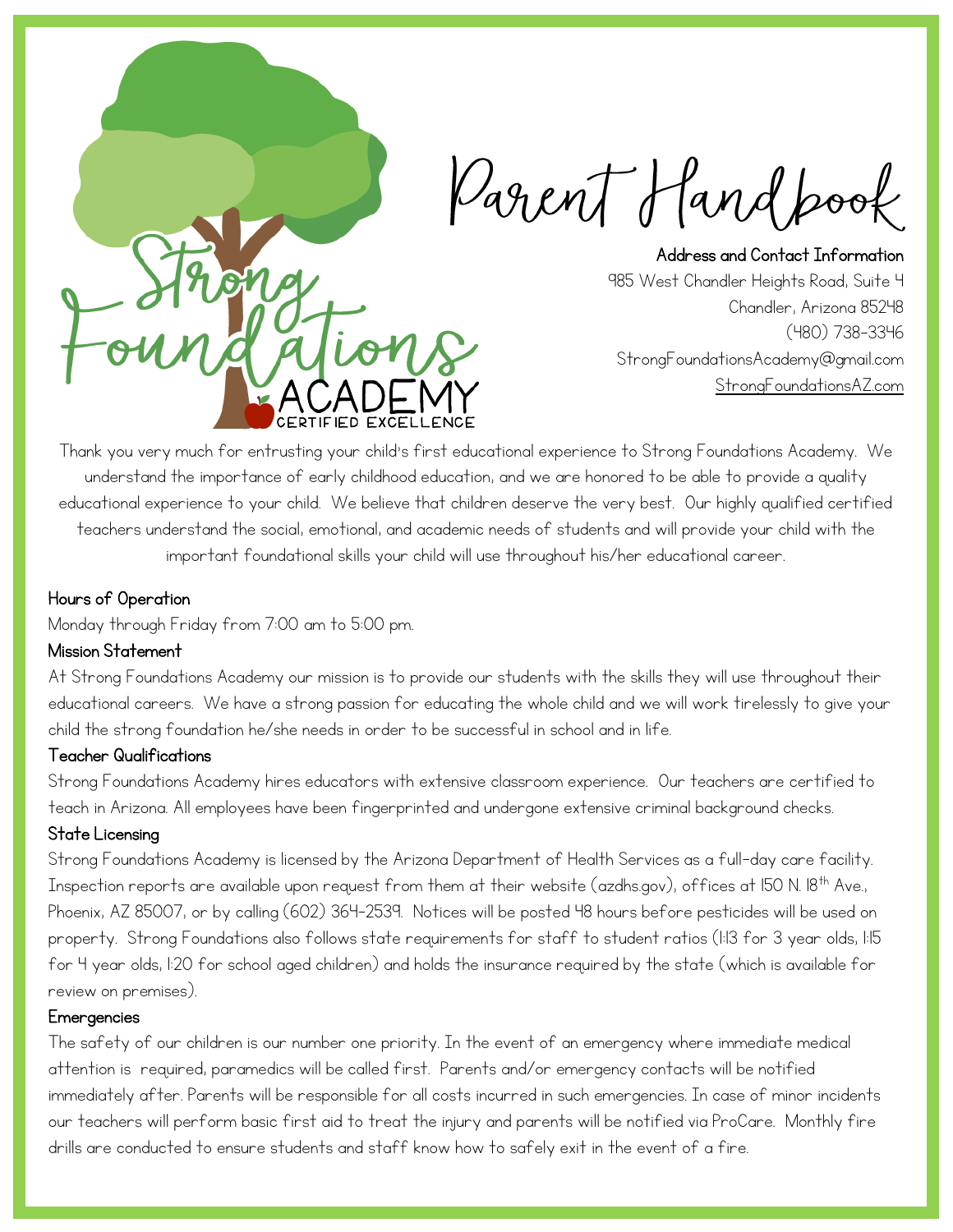# Parent Handbook

**Strong Foundations Academy**
CERTIFIED EXCELLENCE

**Address and Contact Information**
985 West Chandler Heights Road, Suite 4
Chandler, Arizona 85248
(480) 738-3346
StrongFoundationsAcademy@gmail.com
StrongFoundationsAZ.com

Thank you very much for entrusting your child's first educational experience to Strong Foundations Academy. We understand the importance of early childhood education, and we are honored to be able to provide a quality educational experience to your child. We believe that children deserve the very best. Our highly qualified certified teachers understand the social, emotional, and academic needs of students and will provide your child with the important foundational skills your child will use throughout his/her educational career.

### Hours of Operation

Monday through Friday from 7:00 am to 5:00 pm.

### Mission Statement

At Strong Foundations Academy our mission is to provide our students with the skills they will use throughout their educational careers. We have a strong passion for educating the whole child and we will work tirelessly to give your child the strong foundation he/she needs in order to be successful in school and in life.

### Teacher Qualifications

Strong Foundations Academy hires educators with extensive classroom experience. Our teachers are certified to teach in Arizona. All employees have been fingerprinted and undergone extensive criminal background checks.

### State Licensing

Strong Foundations Academy is licensed by the Arizona Department of Health Services as a full-day care facility. Inspection reports are available upon request from them at their website (azdhs.gov), offices at 150 N. 18th Ave., Phoenix, AZ 85007, or by calling (602) 364-2539. Notices will be posted 48 hours before pesticides will be used on property. Strong Foundations also follows state requirements for staff to student ratios (1:13 for 3 year olds, 1:15 for 4 year olds, 1:20 for school aged children) and holds the insurance required by the state (which is available for review on premises).

### Emergencies

The safety of our children is our number one priority. In the event of an emergency where immediate medical attention is required, paramedics will be called first. Parents and/or emergency contacts will be notified immediately after. Parents will be responsible for all costs incurred in such emergencies. In case of minor incidents our teachers will perform basic first aid to treat the injury and parents will be notified via ProCare. Monthly fire drills are conducted to ensure students and staff know how to safely exit in the event of a fire.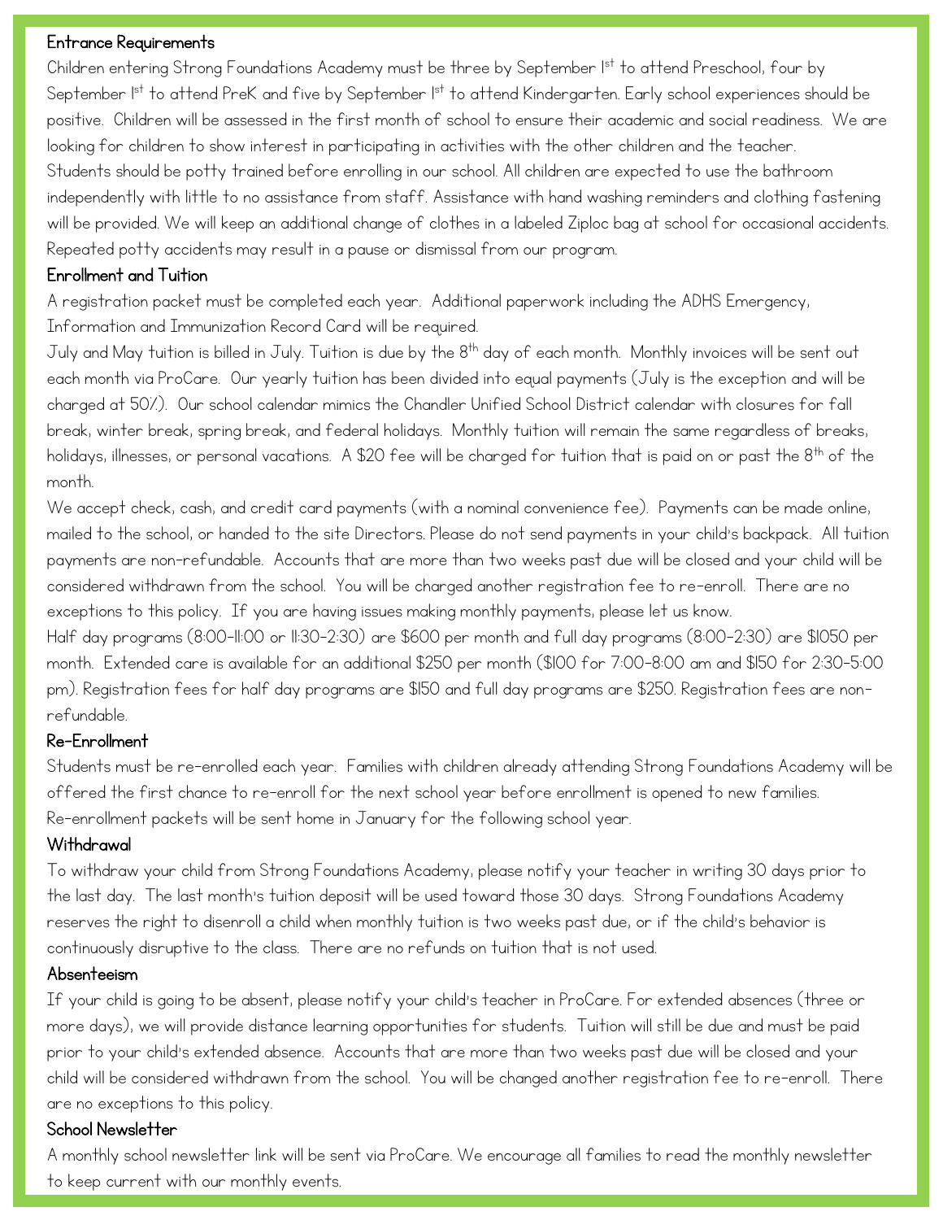## Entrance Requirements

Children entering Strong Foundations Academy must be three by September 1st to attend Preschool, four by September 1st to attend PreK and five by September 1st to attend Kindergarten. Early school experiences should be positive. Children will be assessed in the first month of school to ensure their academic and social readiness. We are looking for children to show interest in participating in activities with the other children and the teacher.

Students should be potty trained before enrolling in our school. All children are expected to use the bathroom independently with little to no assistance from staff. Assistance with hand washing reminders and clothing fastening will be provided. We will keep an additional change of clothes in a labeled Ziploc bag at school for occasional accidents. Repeated potty accidents may result in a pause or dismissal from our program.

## Enrollment and Tuition

A registration packet must be completed each year. Additional paperwork including the ADHS Emergency, Information and Immunization Record Card will be required.

July and May tuition is billed in July. Tuition is due by the 8th day of each month. Monthly invoices will be sent out each month via ProCare. Our yearly tuition has been divided into equal payments (July is the exception and will be charged at 50%). Our school calendar mimics the Chandler Unified School District calendar with closures for fall break, winter break, spring break, and federal holidays. Monthly tuition will remain the same regardless of breaks, holidays, illnesses, or personal vacations. A $20 fee will be charged for tuition that is paid on or past the 8th of the month.

We accept check, cash, and credit card payments (with a nominal convenience fee). Payments can be made online, mailed to the school, or handed to the site Directors. Please do not send payments in your child's backpack. All tuition payments are non-refundable. Accounts that are more than two weeks past due will be closed and your child will be considered withdrawn from the school. You will be charged another registration fee to re-enroll. There are no exceptions to this policy. If you are having issues making monthly payments, please let us know.

Half day programs (8:00-11:00 or 11:30-2:30) are $600 per month and full day programs (8:00-2:30) are $1050 per month. Extended care is available for an additional $250 per month ($100 for 7:00-8:00 am and $150 for 2:30-5:00 pm). Registration fees for half day programs are $150 and full day programs are $250. Registration fees are non-refundable.

## Re-Enrollment

Students must be re-enrolled each year. Families with children already attending Strong Foundations Academy will be offered the first chance to re-enroll for the next school year before enrollment is opened to new families. Re-enrollment packets will be sent home in January for the following school year.

## Withdrawal

To withdraw your child from Strong Foundations Academy, please notify your teacher in writing 30 days prior to the last day. The last month's tuition deposit will be used toward those 30 days. Strong Foundations Academy reserves the right to disenroll a child when monthly tuition is two weeks past due, or if the child's behavior is continuously disruptive to the class. There are no refunds on tuition that is not used.

## Absenteeism

If your child is going to be absent, please notify your child's teacher in ProCare. For extended absences (three or more days), we will provide distance learning opportunities for students. Tuition will still be due and must be paid prior to your child's extended absence. Accounts that are more than two weeks past due will be closed and your child will be considered withdrawn from the school. You will be changed another registration fee to re-enroll. There are no exceptions to this policy.

## School Newsletter

A monthly school newsletter link will be sent via ProCare. We encourage all families to read the monthly newsletter to keep current with our monthly events.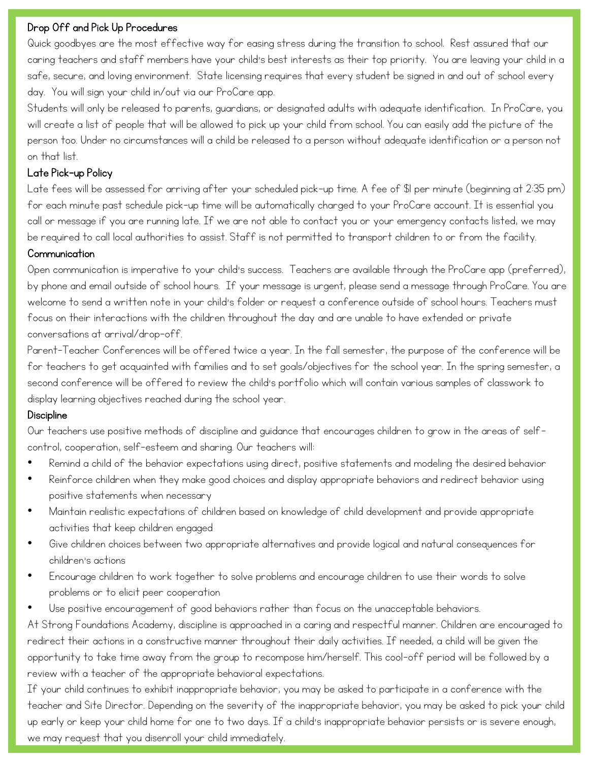## Drop Off and Pick Up Procedures

Quick goodbyes are the most effective way for easing stress during the transition to school. Rest assured that our caring teachers and staff members have your child's best interests as their top priority. You are leaving your child in a safe, secure, and loving environment. State licensing requires that every student be signed in and out of school every day. You will sign your child in/out via our ProCare app.

Students will only be released to parents, guardians, or designated adults with adequate identification. In ProCare, you will create a list of people that will be allowed to pick up your child from school. You can easily add the picture of the person too. Under no circumstances will a child be released to a person without adequate identification or a person not on that list.

## Late Pick-up Policy

Late fees will be assessed for arriving after your scheduled pick-up time. A fee of $1 per minute (beginning at 2:35 pm) for each minute past schedule pick-up time will be automatically charged to your ProCare account. It is essential you call or message if you are running late. If we are not able to contact you or your emergency contacts listed, we may be required to call local authorities to assist. Staff is not permitted to transport children to or from the facility.

## Communication

Open communication is imperative to your child's success. Teachers are available through the ProCare app (preferred), by phone and email outside of school hours. If your message is urgent, please send a message through ProCare. You are welcome to send a written note in your child's folder or request a conference outside of school hours. Teachers must focus on their interactions with the children throughout the day and are unable to have extended or private conversations at arrival/drop-off.

Parent-Teacher Conferences will be offered twice a year. In the fall semester, the purpose of the conference will be for teachers to get acquainted with families and to set goals/objectives for the school year. In the spring semester, a second conference will be offered to review the child's portfolio which will contain various samples of classwork to display learning objectives reached during the school year.

## Discipline

Our teachers use positive methods of discipline and guidance that encourages children to grow in the areas of self-control, cooperation, self-esteem and sharing. Our teachers will:

- Remind a child of the behavior expectations using direct, positive statements and modeling the desired behavior
- Reinforce children when they make good choices and display appropriate behaviors and redirect behavior using positive statements when necessary
- Maintain realistic expectations of children based on knowledge of child development and provide appropriate activities that keep children engaged
- Give children choices between two appropriate alternatives and provide logical and natural consequences for children's actions
- Encourage children to work together to solve problems and encourage children to use their words to solve problems or to elicit peer cooperation
- Use positive encouragement of good behaviors rather than focus on the unacceptable behaviors.

At Strong Foundations Academy, discipline is approached in a caring and respectful manner. Children are encouraged to redirect their actions in a constructive manner throughout their daily activities. If needed, a child will be given the opportunity to take time away from the group to recompose him/herself. This cool-off period will be followed by a review with a teacher of the appropriate behavioral expectations.

If your child continues to exhibit inappropriate behavior, you may be asked to participate in a conference with the teacher and Site Director. Depending on the severity of the inappropriate behavior, you may be asked to pick your child up early or keep your child home for one to two days. If a child's inappropriate behavior persists or is severe enough, we may request that you disenroll your child immediately.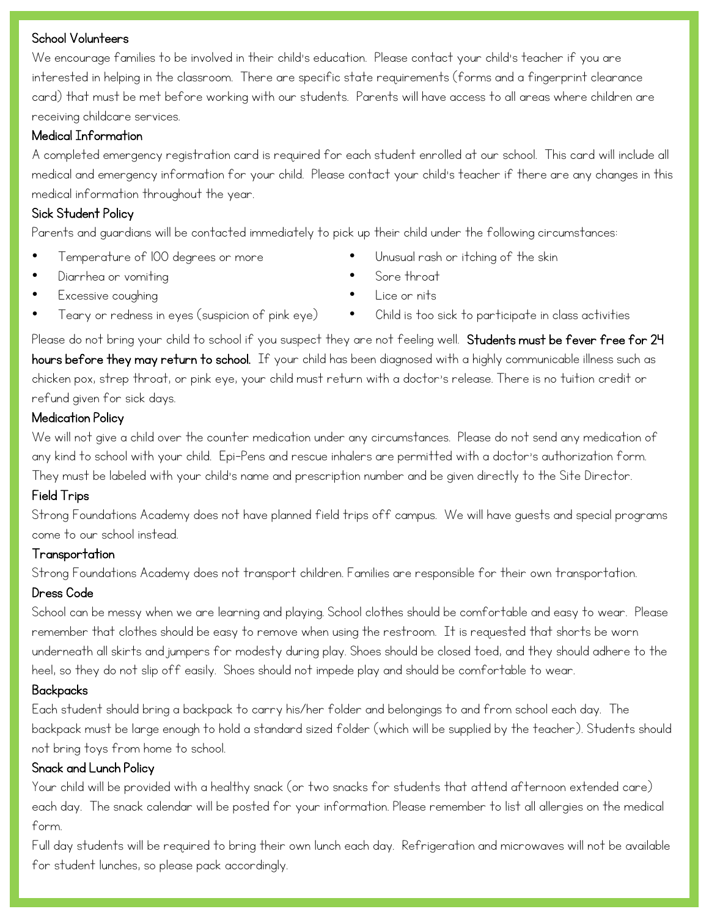### School Volunteers

We encourage families to be involved in their child's education. Please contact your child's teacher if you are interested in helping in the classroom. There are specific state requirements (forms and a fingerprint clearance card) that must be met before working with our students. Parents will have access to all areas where children are receiving childcare services.

### Medical Information

A completed emergency registration card is required for each student enrolled at our school. This card will include all medical and emergency information for your child. Please contact your child's teacher if there are any changes in this medical information throughout the year.

### Sick Student Policy

Parents and guardians will be contacted immediately to pick up their child under the following circumstances:

- Temperature of 100 degrees or more
- Diarrhea or vomiting
- Excessive coughing
- Teary or redness in eyes (suspicion of pink eye)
- Unusual rash or itching of the skin
- Sore throat
- Lice or nits
- Child is too sick to participate in class activities

Please do not bring your child to school if you suspect they are not feeling well. **Students must be fever free for 24 hours before they may return to school.** If your child has been diagnosed with a highly communicable illness such as chicken pox, strep throat, or pink eye, your child must return with a doctor's release. There is no tuition credit or refund given for sick days.

### Medication Policy

We will not give a child over the counter medication under any circumstances. Please do not send any medication of any kind to school with your child. Epi-Pens and rescue inhalers are permitted with a doctor's authorization form. They must be labeled with your child's name and prescription number and be given directly to the Site Director.

### Field Trips

Strong Foundations Academy does not have planned field trips off campus. We will have guests and special programs come to our school instead.

### Transportation

Strong Foundations Academy does not transport children. Families are responsible for their own transportation.

### Dress Code

School can be messy when we are learning and playing. School clothes should be comfortable and easy to wear. Please remember that clothes should be easy to remove when using the restroom. It is requested that shorts be worn underneath all skirts and jumpers for modesty during play. Shoes should be closed toed, and they should adhere to the heel, so they do not slip off easily. Shoes should not impede play and should be comfortable to wear.

### Backpacks

Each student should bring a backpack to carry his/her folder and belongings to and from school each day. The backpack must be large enough to hold a standard sized folder (which will be supplied by the teacher). Students should not bring toys from home to school.

### Snack and Lunch Policy

Your child will be provided with a healthy snack (or two snacks for students that attend afternoon extended care) each day. The snack calendar will be posted for your information. Please remember to list all allergies on the medical form.

Full day students will be required to bring their own lunch each day. Refrigeration and microwaves will not be available for student lunches, so please pack accordingly.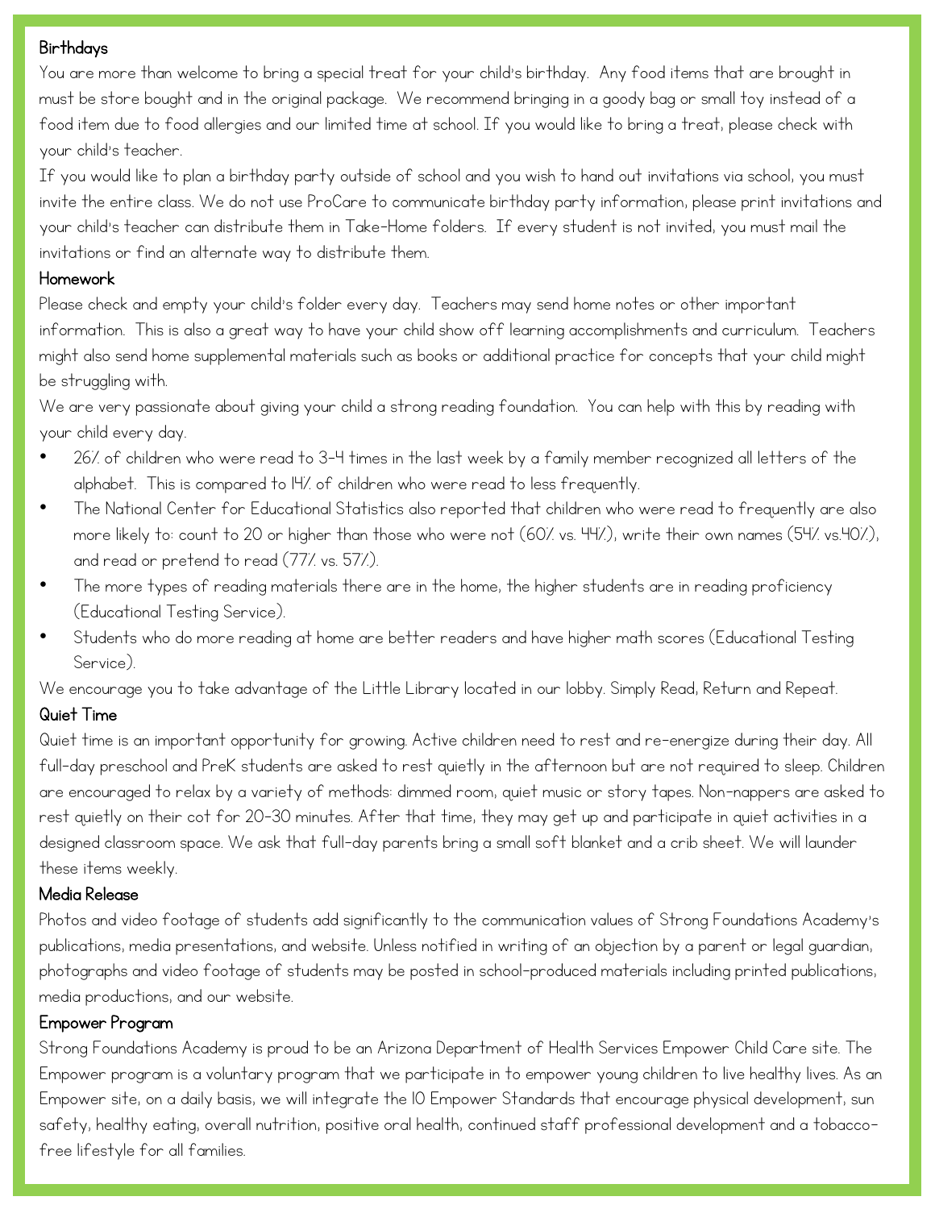## Birthdays

You are more than welcome to bring a special treat for your child's birthday. Any food items that are brought in must be store bought and in the original package. We recommend bringing in a goody bag or small toy instead of a food item due to food allergies and our limited time at school. If you would like to bring a treat, please check with your child's teacher.

If you would like to plan a birthday party outside of school and you wish to hand out invitations via school, you must invite the entire class. We do not use ProCare to communicate birthday party information, please print invitations and your child's teacher can distribute them in Take-Home folders. If every student is not invited, you must mail the invitations or find an alternate way to distribute them.

## Homework

Please check and empty your child's folder every day. Teachers may send home notes or other important information. This is also a great way to have your child show off learning accomplishments and curriculum. Teachers might also send home supplemental materials such as books or additional practice for concepts that your child might be struggling with.

We are very passionate about giving your child a strong reading foundation. You can help with this by reading with your child every day.

- 26% of children who were read to 3-4 times in the last week by a family member recognized all letters of the alphabet. This is compared to 14% of children who were read to less frequently.
- The National Center for Educational Statistics also reported that children who were read to frequently are also more likely to: count to 20 or higher than those who were not (60% vs. 44%), write their own names (54% vs.40%), and read or pretend to read (77% vs. 57%).
- The more types of reading materials there are in the home, the higher students are in reading proficiency (Educational Testing Service).
- Students who do more reading at home are better readers and have higher math scores (Educational Testing Service).

We encourage you to take advantage of the Little Library located in our lobby. Simply Read, Return and Repeat.

## Quiet Time

Quiet time is an important opportunity for growing. Active children need to rest and re-energize during their day. All full-day preschool and PreK students are asked to rest quietly in the afternoon but are not required to sleep. Children are encouraged to relax by a variety of methods: dimmed room, quiet music or story tapes. Non-nappers are asked to rest quietly on their cot for 20-30 minutes. After that time, they may get up and participate in quiet activities in a designed classroom space. We ask that full-day parents bring a small soft blanket and a crib sheet. We will launder these items weekly.

## Media Release

Photos and video footage of students add significantly to the communication values of Strong Foundations Academy's publications, media presentations, and website. Unless notified in writing of an objection by a parent or legal guardian, photographs and video footage of students may be posted in school-produced materials including printed publications, media productions, and our website.

## Empower Program

Strong Foundations Academy is proud to be an Arizona Department of Health Services Empower Child Care site. The Empower program is a voluntary program that we participate in to empower young children to live healthy lives. As an Empower site, on a daily basis, we will integrate the 10 Empower Standards that encourage physical development, sun safety, healthy eating, overall nutrition, positive oral health, continued staff professional development and a tobacco-free lifestyle for all families.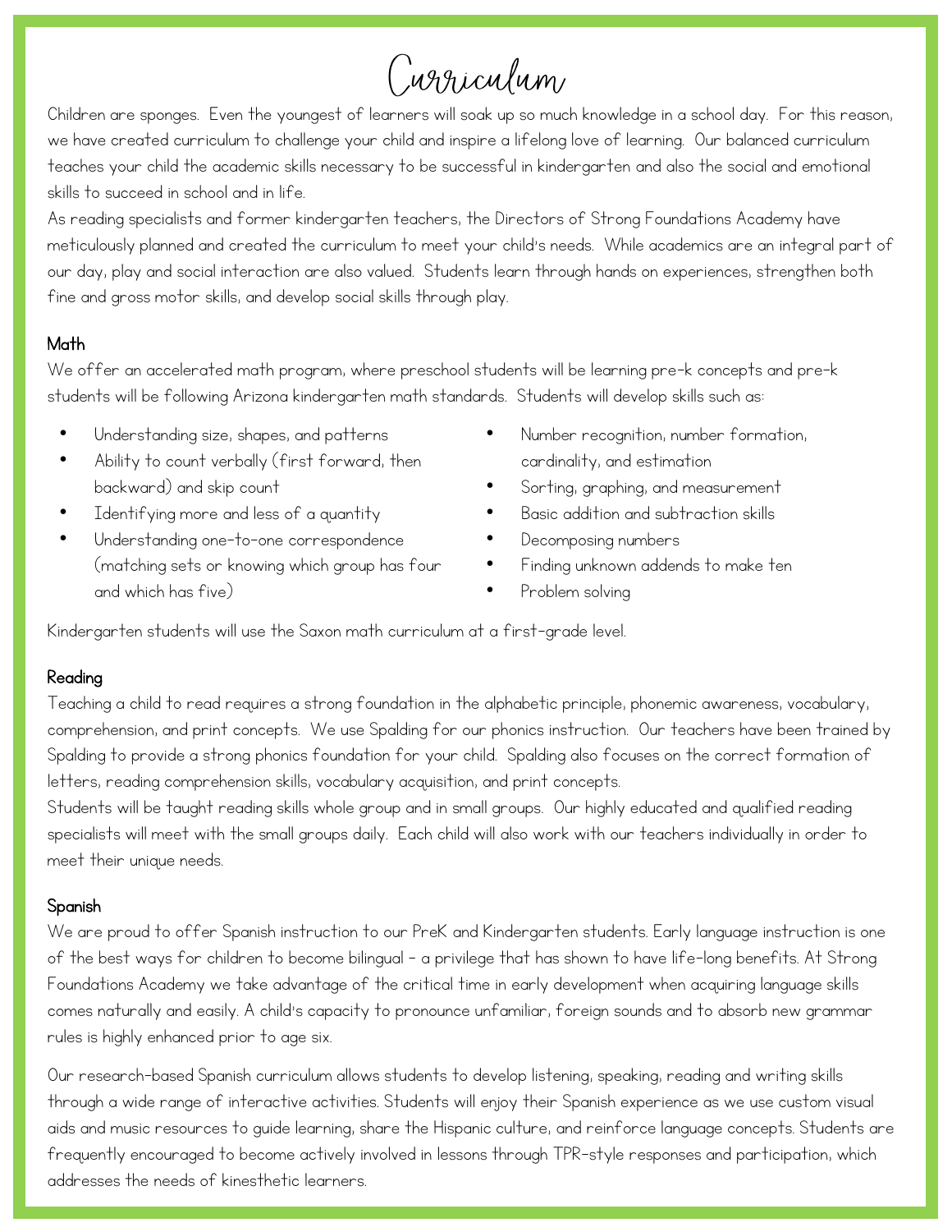# Curriculum

Children are sponges. Even the youngest of learners will soak up so much knowledge in a school day. For this reason, we have created curriculum to challenge your child and inspire a lifelong love of learning. Our balanced curriculum teaches your child the academic skills necessary to be successful in kindergarten and also the social and emotional skills to succeed in school and in life.

As reading specialists and former kindergarten teachers, the Directors of Strong Foundations Academy have meticulously planned and created the curriculum to meet your child's needs. While academics are an integral part of our day, play and social interaction are also valued. Students learn through hands on experiences, strengthen both fine and gross motor skills, and develop social skills through play.

## Math

We offer an accelerated math program, where preschool students will be learning pre-k concepts and pre-k students will be following Arizona kindergarten math standards. Students will develop skills such as:

- Understanding size, shapes, and patterns
- Ability to count verbally (first forward, then backward) and skip count
- Identifying more and less of a quantity
- Understanding one-to-one correspondence (matching sets or knowing which group has four and which has five)
- Number recognition, number formation, cardinality, and estimation
- Sorting, graphing, and measurement
- Basic addition and subtraction skills
- Decomposing numbers
- Finding unknown addends to make ten
- Problem solving

Kindergarten students will use the Saxon math curriculum at a first-grade level.

## Reading

Teaching a child to read requires a strong foundation in the alphabetic principle, phonemic awareness, vocabulary, comprehension, and print concepts. We use Spalding for our phonics instruction. Our teachers have been trained by Spalding to provide a strong phonics foundation for your child. Spalding also focuses on the correct formation of letters, reading comprehension skills, vocabulary acquisition, and print concepts.

Students will be taught reading skills whole group and in small groups. Our highly educated and qualified reading specialists will meet with the small groups daily. Each child will also work with our teachers individually in order to meet their unique needs.

## Spanish

We are proud to offer Spanish instruction to our PreK and Kindergarten students. Early language instruction is one of the best ways for children to become bilingual – a privilege that has shown to have life-long benefits. At Strong Foundations Academy we take advantage of the critical time in early development when acquiring language skills comes naturally and easily. A child's capacity to pronounce unfamiliar, foreign sounds and to absorb new grammar rules is highly enhanced prior to age six.

Our research-based Spanish curriculum allows students to develop listening, speaking, reading and writing skills through a wide range of interactive activities. Students will enjoy their Spanish experience as we use custom visual aids and music resources to guide learning, share the Hispanic culture, and reinforce language concepts. Students are frequently encouraged to become actively involved in lessons through TPR-style responses and participation, which addresses the needs of kinesthetic learners.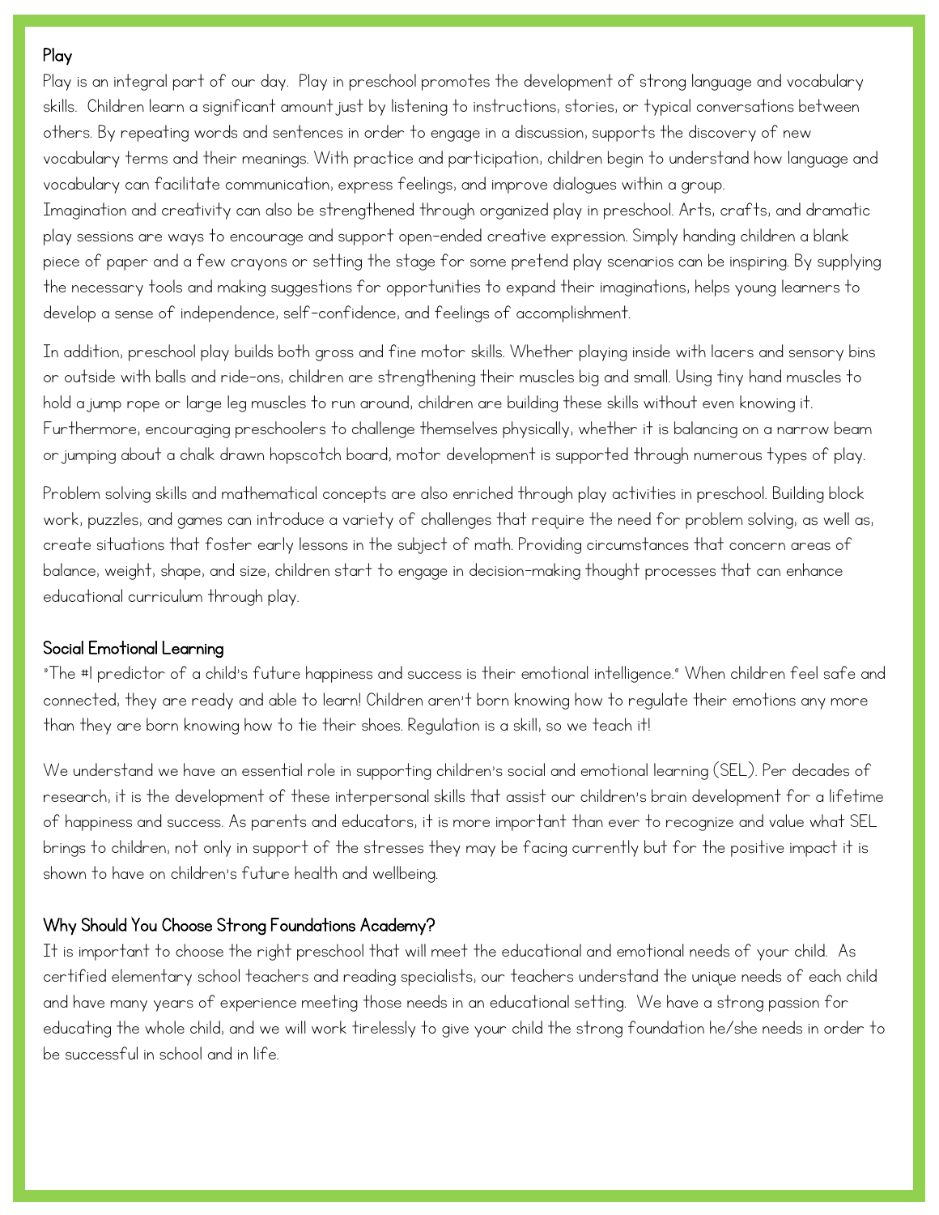## Play

Play is an integral part of our day. Play in preschool promotes the development of strong language and vocabulary skills. Children learn a significant amount just by listening to instructions, stories, or typical conversations between others. By repeating words and sentences in order to engage in a discussion, supports the discovery of new vocabulary terms and their meanings. With practice and participation, children begin to understand how language and vocabulary can facilitate communication, express feelings, and improve dialogues within a group.
Imagination and creativity can also be strengthened through organized play in preschool. Arts, crafts, and dramatic play sessions are ways to encourage and support open-ended creative expression. Simply handing children a blank piece of paper and a few crayons or setting the stage for some pretend play scenarios can be inspiring. By supplying the necessary tools and making suggestions for opportunities to expand their imaginations, helps young learners to develop a sense of independence, self-confidence, and feelings of accomplishment.

In addition, preschool play builds both gross and fine motor skills. Whether playing inside with lacers and sensory bins or outside with balls and ride-ons, children are strengthening their muscles big and small. Using tiny hand muscles to hold a jump rope or large leg muscles to run around, children are building these skills without even knowing it. Furthermore, encouraging preschoolers to challenge themselves physically, whether it is balancing on a narrow beam or jumping about a chalk drawn hopscotch board, motor development is supported through numerous types of play.

Problem solving skills and mathematical concepts are also enriched through play activities in preschool. Building block work, puzzles, and games can introduce a variety of challenges that require the need for problem solving, as well as, create situations that foster early lessons in the subject of math. Providing circumstances that concern areas of balance, weight, shape, and size, children start to engage in decision-making thought processes that can enhance educational curriculum through play.

## Social Emotional Learning

"The #1 predictor of a child's future happiness and success is their emotional intelligence." When children feel safe and connected, they are ready and able to learn! Children aren't born knowing how to regulate their emotions any more than they are born knowing how to tie their shoes. Regulation is a skill, so we teach it!

We understand we have an essential role in supporting children's social and emotional learning (SEL). Per decades of research, it is the development of these interpersonal skills that assist our children's brain development for a lifetime of happiness and success. As parents and educators, it is more important than ever to recognize and value what SEL brings to children, not only in support of the stresses they may be facing currently but for the positive impact it is shown to have on children's future health and wellbeing.

## Why Should You Choose Strong Foundations Academy?

It is important to choose the right preschool that will meet the educational and emotional needs of your child. As certified elementary school teachers and reading specialists, our teachers understand the unique needs of each child and have many years of experience meeting those needs in an educational setting. We have a strong passion for educating the whole child, and we will work tirelessly to give your child the strong foundation he/she needs in order to be successful in school and in life.